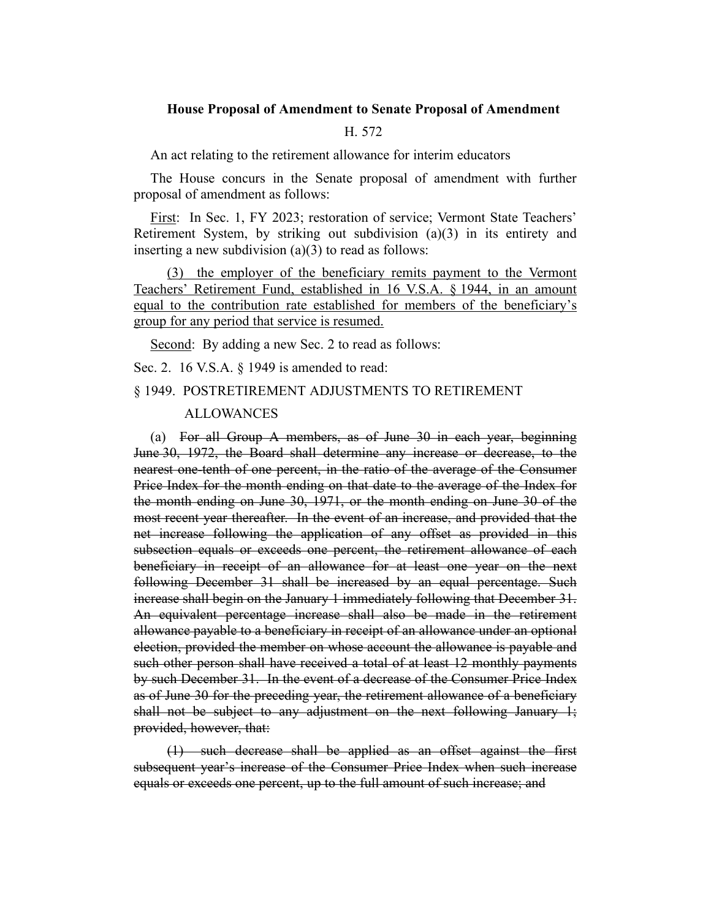**House Proposal of Amendment to Senate Proposal of Amendment**

H. 572

An act relating to the retirement allowance for interim educators

The House concurs in the Senate proposal of amendment with further proposal of amendment as follows:

First: In Sec. 1, FY 2023; restoration of service; Vermont State Teachers' Retirement System, by striking out subdivision (a)(3) in its entirety and inserting a new subdivision (a)(3) to read as follows:

(3) the employer of the beneficiary remits payment to the Vermont Teachers' Retirement Fund, established in 16 V.S.A. § 1944, in an amount equal to the contribution rate established for members of the beneficiary's group for any period that service is resumed.

Second: By adding a new Sec. 2 to read as follows:

Sec. 2. 16 V.S.A. § 1949 is amended to read:

§ 1949. POSTRETIREMENT ADJUSTMENTS TO RETIREMENT ALLOWANCES

(a) ~~For all Group A members, as of June 30 in each year, beginning June 30, 1972, the Board shall determine any increase or decrease, to the nearest one-tenth of one percent, in the ratio of the average of the Consumer Price Index for the month ending on that date to the average of the Index for the month ending on June 30, 1971, or the month ending on June 30 of the most recent year thereafter. In the event of an increase, and provided that the net increase following the application of any offset as provided in this subsection equals or exceeds one percent, the retirement allowance of each beneficiary in receipt of an allowance for at least one year on the next following December 31 shall be increased by an equal percentage. Such increase shall begin on the January 1 immediately following that December 31. An equivalent percentage increase shall also be made in the retirement allowance payable to a beneficiary in receipt of an allowance under an optional election, provided the member on whose account the allowance is payable and such other person shall have received a total of at least 12 monthly payments by such December 31. In the event of a decrease of the Consumer Price Index as of June 30 for the preceding year, the retirement allowance of a beneficiary shall not be subject to any adjustment on the next following January 1; provided, however, that:~~

~~(1) such decrease shall be applied as an offset against the first subsequent year's increase of the Consumer Price Index when such increase equals or exceeds one percent, up to the full amount of such increase; and~~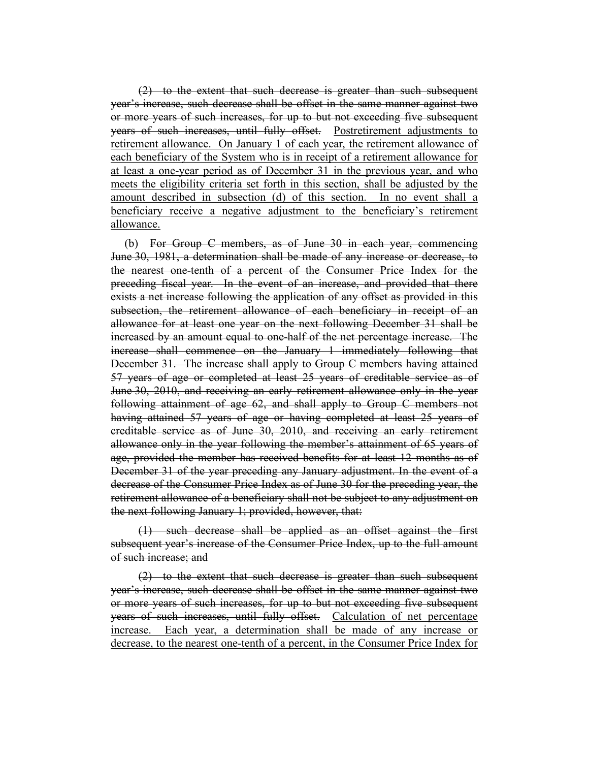~~(2) to the extent that such decrease is greater than such subsequent year's increase, such decrease shall be offset in the same manner against two or more years of such increases, for up to but not exceeding five subsequent years of such increases, until fully offset.~~ <u>Postretirement adjustments to retirement allowance. On January 1 of each year, the retirement allowance of each beneficiary of the System who is in receipt of a retirement allowance for at least a one-year period as of December 31 in the previous year, and who meets the eligibility criteria set forth in this section, shall be adjusted by the amount described in subsection (d) of this section. In no event shall a beneficiary receive a negative adjustment to the beneficiary's retirement allowance.</u>

(b) ~~For Group C members, as of June 30 in each year, commencing June 30, 1981, a determination shall be made of any increase or decrease, to the nearest one-tenth of a percent of the Consumer Price Index for the preceding fiscal year. In the event of an increase, and provided that there exists a net increase following the application of any offset as provided in this subsection, the retirement allowance of each beneficiary in receipt of an allowance for at least one year on the next following December 31 shall be increased by an amount equal to one-half of the net percentage increase. The increase shall commence on the January 1 immediately following that December 31. The increase shall apply to Group C members having attained 57 years of age or completed at least 25 years of creditable service as of June 30, 2010, and receiving an early retirement allowance only in the year following attainment of age 62, and shall apply to Group C members not having attained 57 years of age or having completed at least 25 years of creditable service as of June 30, 2010, and receiving an early retirement allowance only in the year following the member's attainment of 65 years of age, provided the member has received benefits for at least 12 months as of December 31 of the year preceding any January adjustment. In the event of a decrease of the Consumer Price Index as of June 30 for the preceding year, the retirement allowance of a beneficiary shall not be subject to any adjustment on the next following January 1; provided, however, that:~~

~~(1) such decrease shall be applied as an offset against the first subsequent year's increase of the Consumer Price Index, up to the full amount of such increase; and~~

~~(2) to the extent that such decrease is greater than such subsequent year's increase, such decrease shall be offset in the same manner against two or more years of such increases, for up to but not exceeding five subsequent years of such increases, until fully offset.~~ <u>Calculation of net percentage increase. Each year, a determination shall be made of any increase or decrease, to the nearest one-tenth of a percent, in the Consumer Price Index for</u>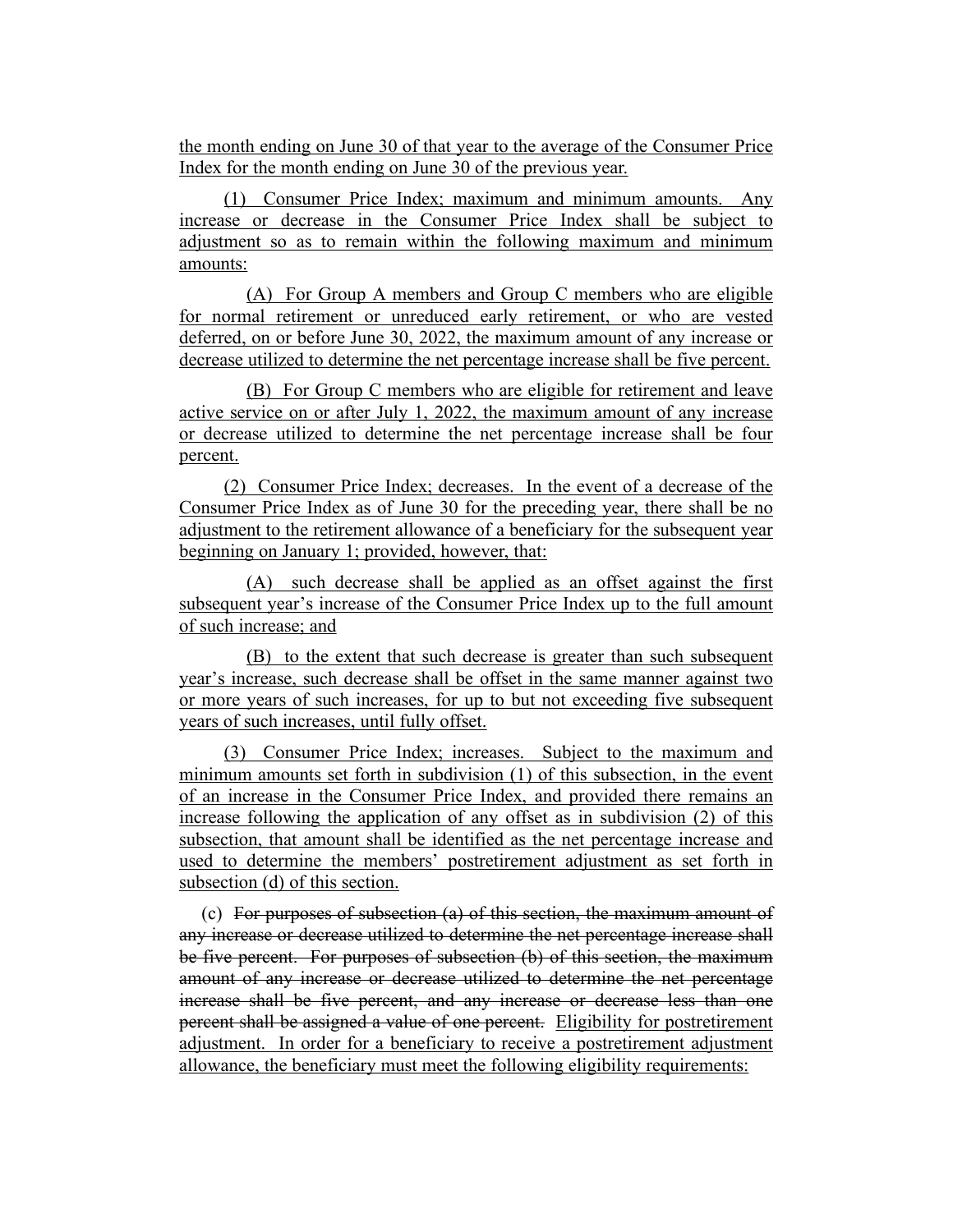the month ending on June 30 of that year to the average of the Consumer Price Index for the month ending on June 30 of the previous year.

(1) Consumer Price Index; maximum and minimum amounts. Any increase or decrease in the Consumer Price Index shall be subject to adjustment so as to remain within the following maximum and minimum amounts:

(A) For Group A members and Group C members who are eligible for normal retirement or unreduced early retirement, or who are vested deferred, on or before June 30, 2022, the maximum amount of any increase or decrease utilized to determine the net percentage increase shall be five percent.

(B) For Group C members who are eligible for retirement and leave active service on or after July 1, 2022, the maximum amount of any increase or decrease utilized to determine the net percentage increase shall be four percent.

(2) Consumer Price Index; decreases. In the event of a decrease of the Consumer Price Index as of June 30 for the preceding year, there shall be no adjustment to the retirement allowance of a beneficiary for the subsequent year beginning on January 1; provided, however, that:

(A) such decrease shall be applied as an offset against the first subsequent year's increase of the Consumer Price Index up to the full amount of such increase; and

(B) to the extent that such decrease is greater than such subsequent year's increase, such decrease shall be offset in the same manner against two or more years of such increases, for up to but not exceeding five subsequent years of such increases, until fully offset.

(3) Consumer Price Index; increases. Subject to the maximum and minimum amounts set forth in subdivision (1) of this subsection, in the event of an increase in the Consumer Price Index, and provided there remains an increase following the application of any offset as in subdivision (2) of this subsection, that amount shall be identified as the net percentage increase and used to determine the members' postretirement adjustment as set forth in subsection (d) of this section.

(c) ~~For purposes of subsection (a) of this section, the maximum amount of any increase or decrease utilized to determine the net percentage increase shall be five percent. For purposes of subsection (b) of this section, the maximum amount of any increase or decrease utilized to determine the net percentage increase shall be five percent, and any increase or decrease less than one percent shall be assigned a value of one percent.~~ Eligibility for postretirement adjustment. In order for a beneficiary to receive a postretirement adjustment allowance, the beneficiary must meet the following eligibility requirements: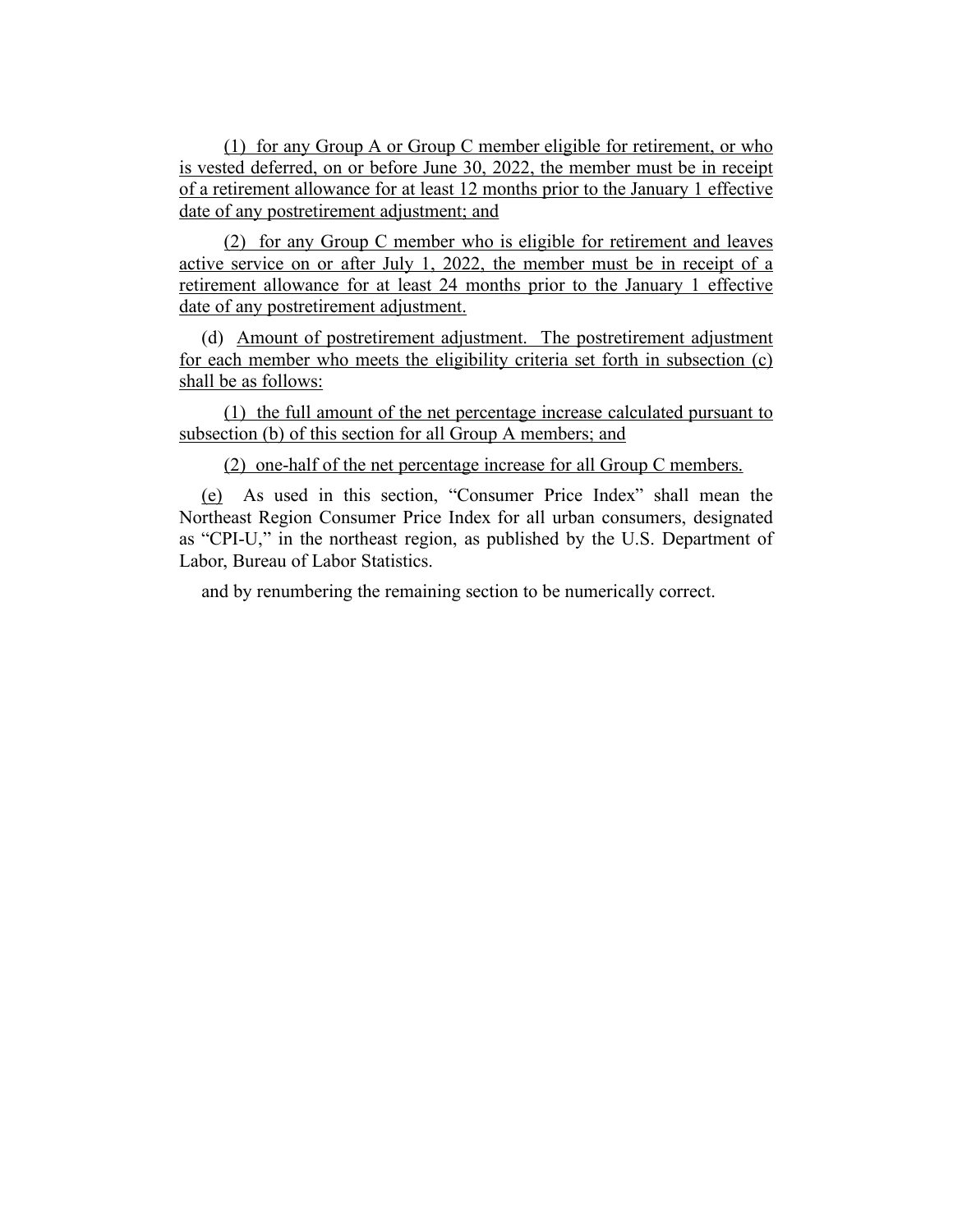(1) for any Group A or Group C member eligible for retirement, or who is vested deferred, on or before June 30, 2022, the member must be in receipt of a retirement allowance for at least 12 months prior to the January 1 effective date of any postretirement adjustment; and

(2) for any Group C member who is eligible for retirement and leaves active service on or after July 1, 2022, the member must be in receipt of a retirement allowance for at least 24 months prior to the January 1 effective date of any postretirement adjustment.

(d) Amount of postretirement adjustment. The postretirement adjustment for each member who meets the eligibility criteria set forth in subsection (c) shall be as follows:

(1) the full amount of the net percentage increase calculated pursuant to subsection (b) of this section for all Group A members; and

(2) one-half of the net percentage increase for all Group C members.

(e) As used in this section, "Consumer Price Index" shall mean the Northeast Region Consumer Price Index for all urban consumers, designated as "CPI-U," in the northeast region, as published by the U.S. Department of Labor, Bureau of Labor Statistics.

and by renumbering the remaining section to be numerically correct.